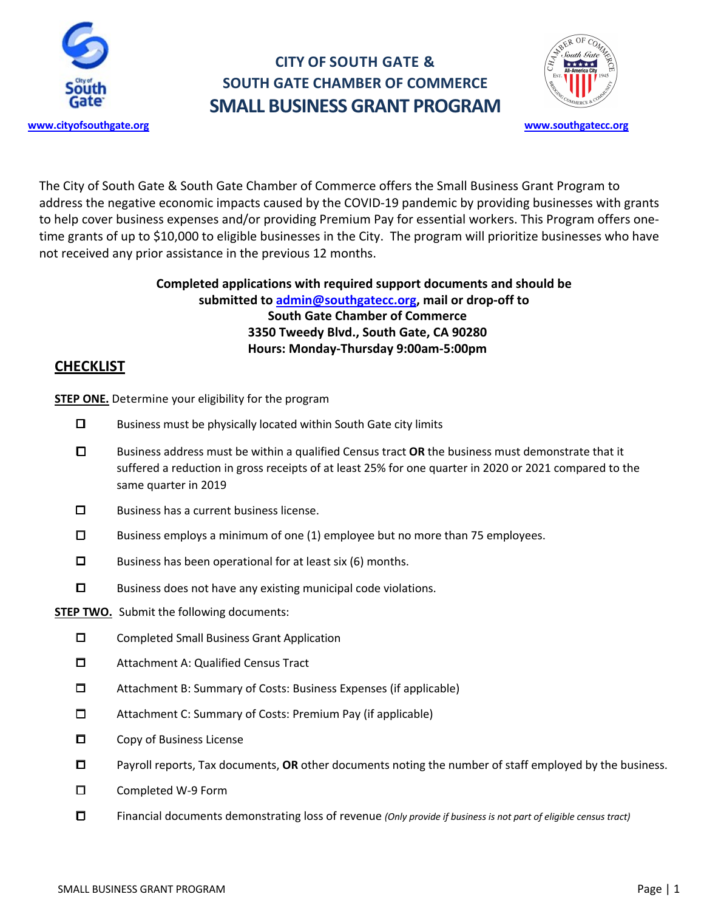www.cityofsouthgate.org

# CITY OF SOUTH GATE & SOUTH GATE CHAMBER OF COMMERCE
# SMALL BUSINESS GRANT PROGRAM

www.southgatecc.org

The City of South Gate & South Gate Chamber of Commerce offers the Small Business Grant Program to address the negative economic impacts caused by the COVID-19 pandemic by providing businesses with grants to help cover business expenses and/or providing Premium Pay for essential workers. This Program offers one-time grants of up to $10,000 to eligible businesses in the City. The program will prioritize businesses who have not received any prior assistance in the previous 12 months.

**Completed applications with required support documents and should be submitted to admin@southgatecc.org, mail or drop-off to**
**South Gate Chamber of Commerce**
**3350 Tweedy Blvd., South Gate, CA 90280**
**Hours: Monday-Thursday 9:00am-5:00pm**

## CHECKLIST

**STEP ONE.** Determine your eligibility for the program

- ☐ Business must be physically located within South Gate city limits
- ☐ Business address must be within a qualified Census tract **OR** the business must demonstrate that it suffered a reduction in gross receipts of at least 25% for one quarter in 2020 or 2021 compared to the same quarter in 2019
- ☐ Business has a current business license.
- ☐ Business employs a minimum of one (1) employee but no more than 75 employees.
- ☐ Business has been operational for at least six (6) months.
- ☐ Business does not have any existing municipal code violations.

**STEP TWO.** Submit the following documents:

- ☐ Completed Small Business Grant Application
- ☐ Attachment A: Qualified Census Tract
- ☐ Attachment B: Summary of Costs: Business Expenses (if applicable)
- ☐ Attachment C: Summary of Costs: Premium Pay (if applicable)
- ☐ Copy of Business License
- ☐ Payroll reports, Tax documents, **OR** other documents noting the number of staff employed by the business.
- ☐ Completed W-9 Form
- ☐ Financial documents demonstrating loss of revenue *(Only provide if business is not part of eligible census tract)*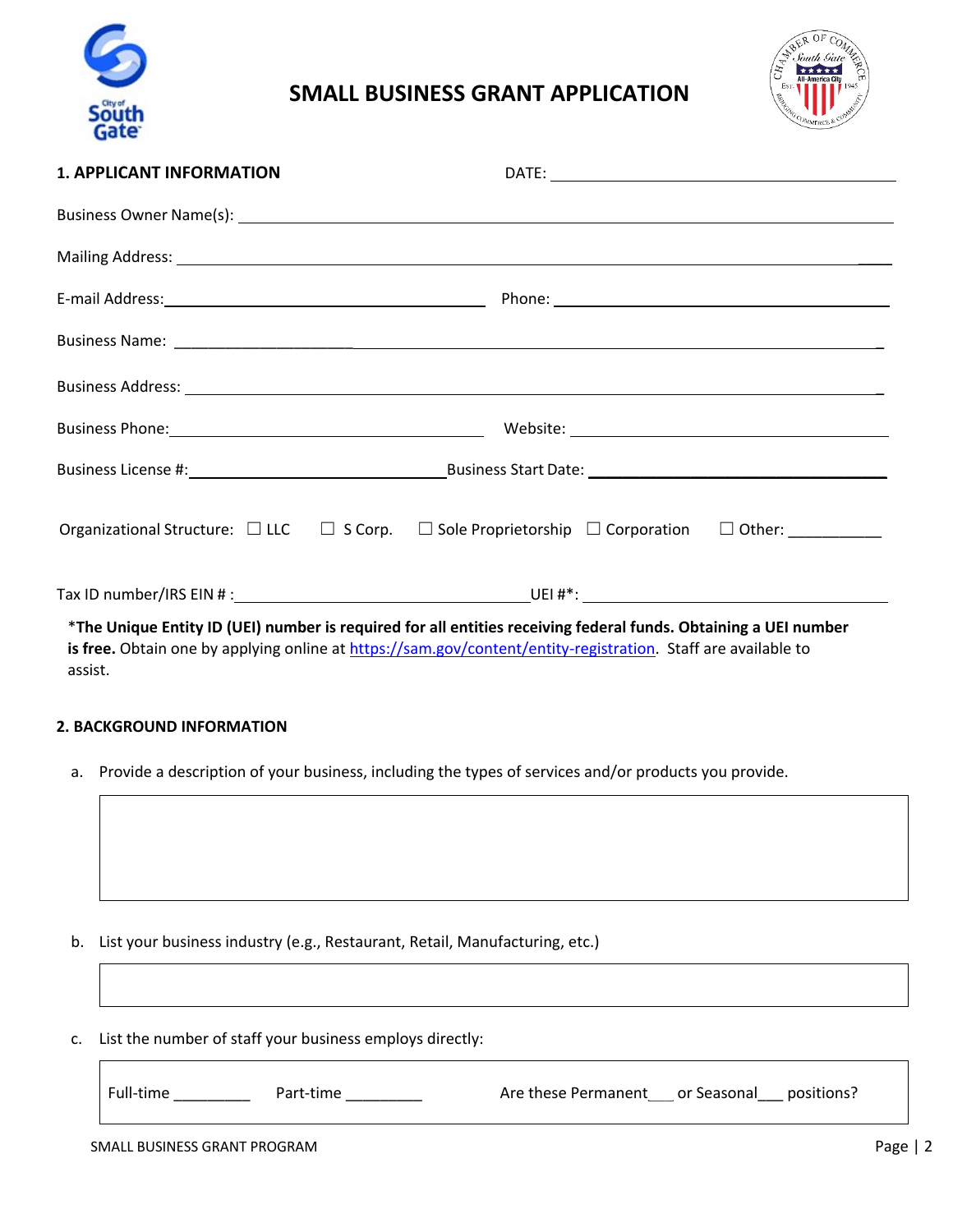# SMALL BUSINESS GRANT APPLICATION

## 1. APPLICANT INFORMATION

DATE: ____________________

Business Owner Name(s): ____________________

Mailing Address: ____________________

E-mail Address: ____________________ Phone: ____________________

Business Name: ____________________

Business Address: ____________________

Business Phone: ____________________ Website: ____________________

Business License #: ____________________ Business Start Date: ____________________

Organizational Structure: ☐ LLC ☐ S Corp. ☐ Sole Proprietorship ☐ Corporation ☐ Other: ___________

Tax ID number/IRS EIN # : ____________________ UEI #*: ____________________

*__The Unique Entity ID (UEI) number is required for all entities receiving federal funds. Obtaining a UEI number is free.__ Obtain one by applying online at https://sam.gov/content/entity-registration. Staff are available to assist.

## 2. BACKGROUND INFORMATION

a. Provide a description of your business, including the types of services and/or products you provide.

| |
|---|
| |

b. List your business industry (e.g., Restaurant, Retail, Manufacturing, etc.)

| |
|---|
| |

c. List the number of staff your business employs directly:

Full-time _________ Part-time _________ Are these Permanent___ or Seasonal___ positions?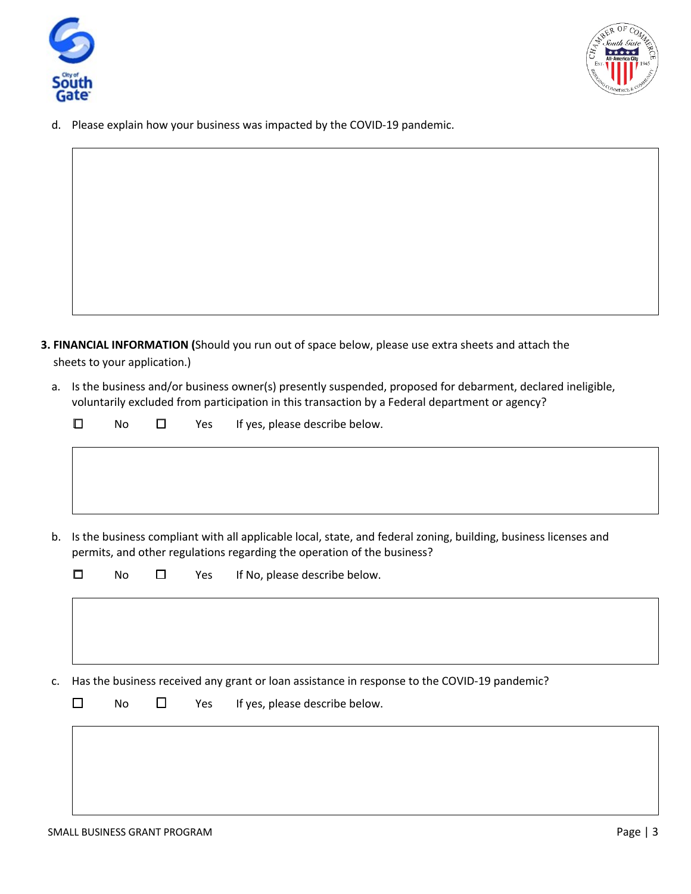d. Please explain how your business was impacted by the COVID-19 pandemic.

**3. FINANCIAL INFORMATION (**Should you run out of space below, please use extra sheets and attach the sheets to your application.)

a. Is the business and/or business owner(s) presently suspended, proposed for debarment, declared ineligible, voluntarily excluded from participation in this transaction by a Federal department or agency?

☐ No ☐ Yes If yes, please describe below.

b. Is the business compliant with all applicable local, state, and federal zoning, building, business licenses and permits, and other regulations regarding the operation of the business?

☐ No ☐ Yes If No, please describe below.

c. Has the business received any grant or loan assistance in response to the COVID-19 pandemic?

☐ No ☐ Yes If yes, please describe below.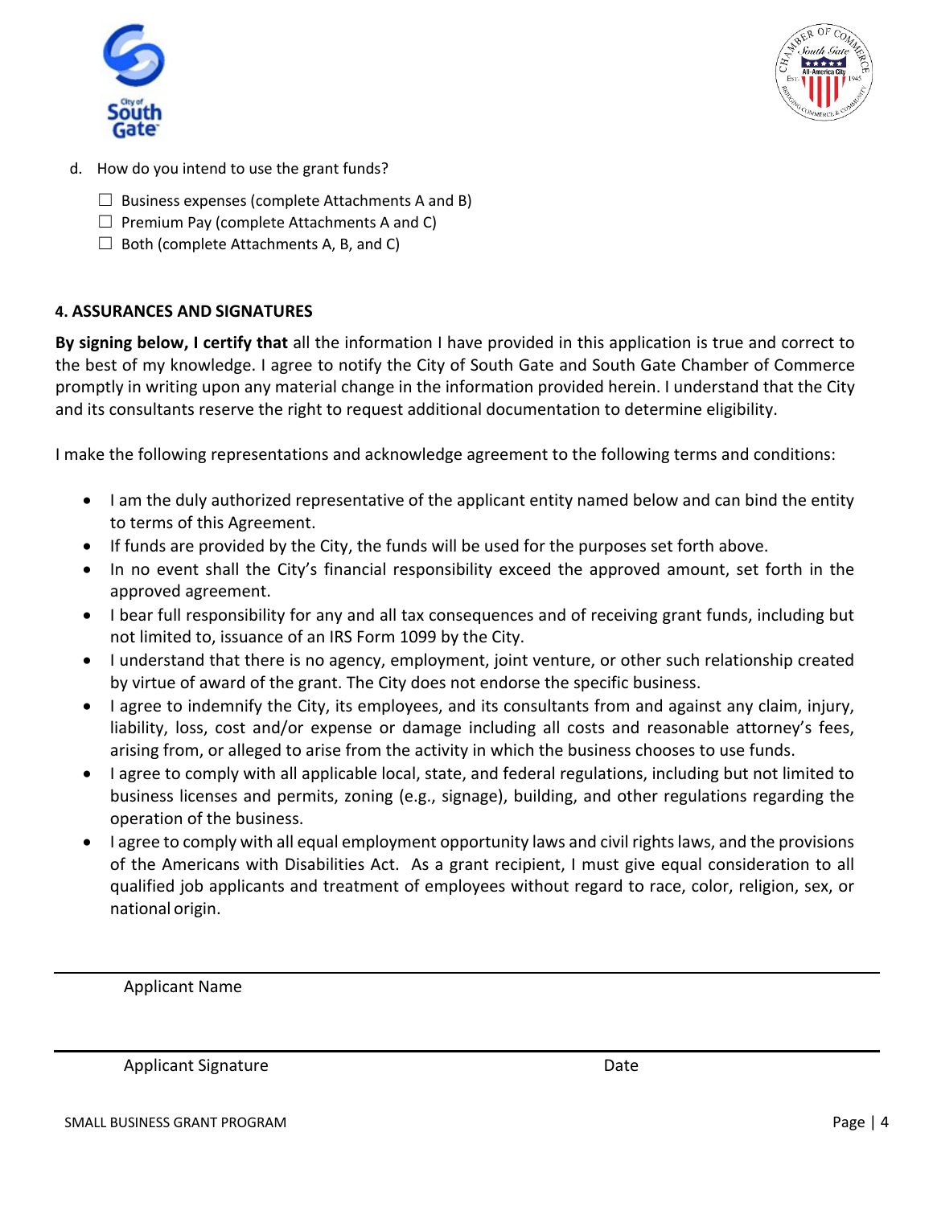d. How do you intend to use the grant funds?

☐ Business expenses (complete Attachments A and B)
☐ Premium Pay (complete Attachments A and C)
☐ Both (complete Attachments A, B, and C)

### 4. ASSURANCES AND SIGNATURES

**By signing below, I certify that** all the information I have provided in this application is true and correct to the best of my knowledge. I agree to notify the City of South Gate and South Gate Chamber of Commerce promptly in writing upon any material change in the information provided herein. I understand that the City and its consultants reserve the right to request additional documentation to determine eligibility.

I make the following representations and acknowledge agreement to the following terms and conditions:

- I am the duly authorized representative of the applicant entity named below and can bind the entity to terms of this Agreement.
- If funds are provided by the City, the funds will be used for the purposes set forth above.
- In no event shall the City's financial responsibility exceed the approved amount, set forth in the approved agreement.
- I bear full responsibility for any and all tax consequences and of receiving grant funds, including but not limited to, issuance of an IRS Form 1099 by the City.
- I understand that there is no agency, employment, joint venture, or other such relationship created by virtue of award of the grant. The City does not endorse the specific business.
- I agree to indemnify the City, its employees, and its consultants from and against any claim, injury, liability, loss, cost and/or expense or damage including all costs and reasonable attorney's fees, arising from, or alleged to arise from the activity in which the business chooses to use funds.
- I agree to comply with all applicable local, state, and federal regulations, including but not limited to business licenses and permits, zoning (e.g., signage), building, and other regulations regarding the operation of the business.
- I agree to comply with all equal employment opportunity laws and civil rights laws, and the provisions of the Americans with Disabilities Act. As a grant recipient, I must give equal consideration to all qualified job applicants and treatment of employees without regard to race, color, religion, sex, or national origin.

---

Applicant Name

---

Applicant Signature                                        Date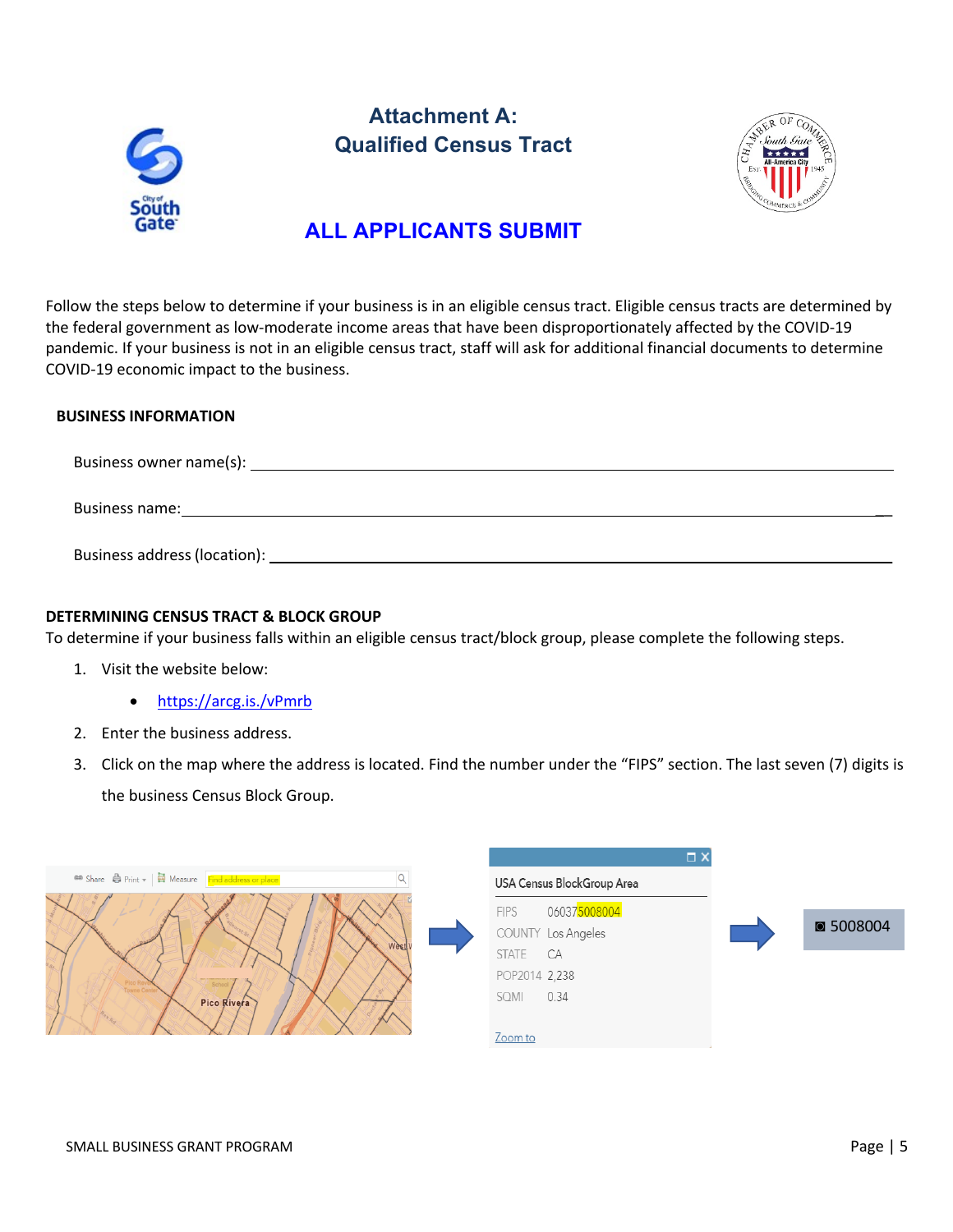# Attachment A: Qualified Census Tract

## ALL APPLICANTS SUBMIT

Follow the steps below to determine if your business is in an eligible census tract. Eligible census tracts are determined by the federal government as low-moderate income areas that have been disproportionately affected by the COVID-19 pandemic. If your business is not in an eligible census tract, staff will ask for additional financial documents to determine COVID-19 economic impact to the business.

**BUSINESS INFORMATION**

Business owner name(s): ____________________________________________

Business name: ____________________________________________

Business address (location): ____________________________________________

**DETERMINING CENSUS TRACT & BLOCK GROUP**

To determine if your business falls within an eligible census tract/block group, please complete the following steps.

1. Visit the website below:
   - https://arcg.is/vPmrb
2. Enter the business address.
3. Click on the map where the address is located. Find the number under the "FIPS" section. The last seven (7) digits is the business Census Block Group.

USA Census BlockGroup Area

| | |
|---|---|
| FIPS | 060375008004 |
| COUNTY | Los Angeles |
| STATE | CA |
| POP2014 | 2,238 |
| SQMI | 0.34 |

Zoom to

5008004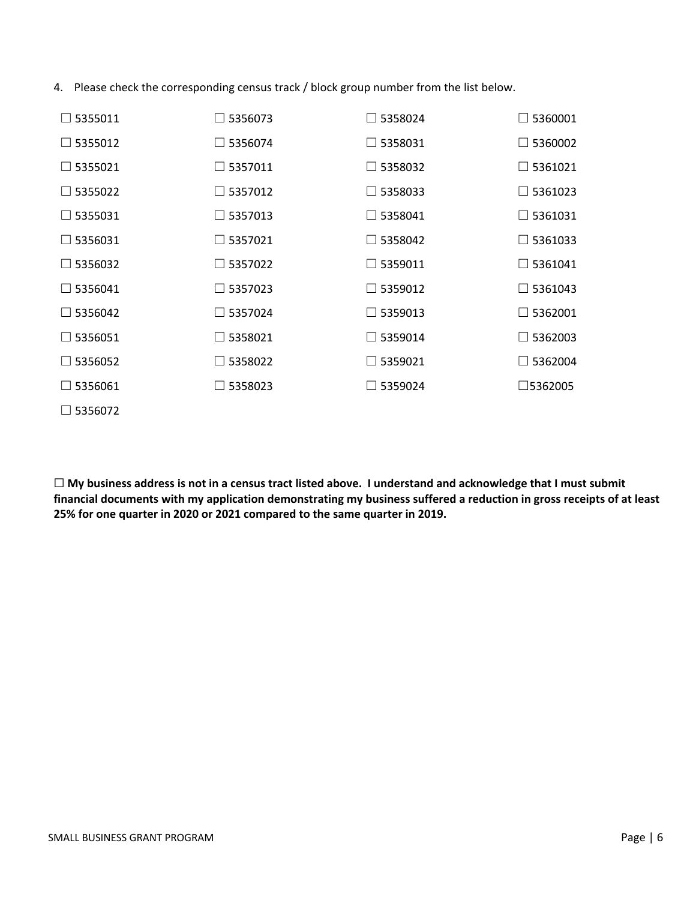4. Please check the corresponding census track / block group number from the list below.

| | | | |
|---|---|---|---|
| ☐ 5355011 | ☐ 5356073 | ☐ 5358024 | ☐ 5360001 |
| ☐ 5355012 | ☐ 5356074 | ☐ 5358031 | ☐ 5360002 |
| ☐ 5355021 | ☐ 5357011 | ☐ 5358032 | ☐ 5361021 |
| ☐ 5355022 | ☐ 5357012 | ☐ 5358033 | ☐ 5361023 |
| ☐ 5355031 | ☐ 5357013 | ☐ 5358041 | ☐ 5361031 |
| ☐ 5356031 | ☐ 5357021 | ☐ 5358042 | ☐ 5361033 |
| ☐ 5356032 | ☐ 5357022 | ☐ 5359011 | ☐ 5361041 |
| ☐ 5356041 | ☐ 5357023 | ☐ 5359012 | ☐ 5361043 |
| ☐ 5356042 | ☐ 5357024 | ☐ 5359013 | ☐ 5362001 |
| ☐ 5356051 | ☐ 5358021 | ☐ 5359014 | ☐ 5362003 |
| ☐ 5356052 | ☐ 5358022 | ☐ 5359021 | ☐ 5362004 |
| ☐ 5356061 | ☐ 5358023 | ☐ 5359024 | ☐5362005 |
| ☐ 5356072 | | | |

**☐ My business address is not in a census tract listed above. I understand and acknowledge that I must submit financial documents with my application demonstrating my business suffered a reduction in gross receipts of at least 25% for one quarter in 2020 or 2021 compared to the same quarter in 2019.**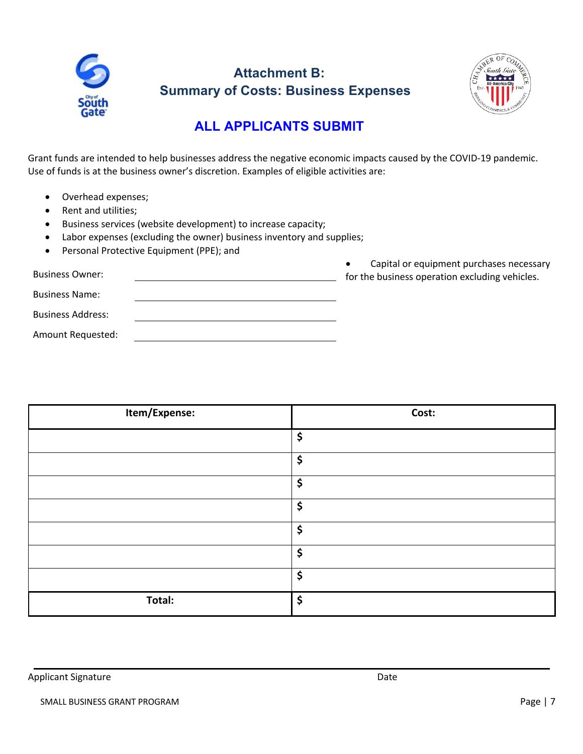# Attachment B:
## Summary of Costs: Business Expenses

**ALL APPLICANTS SUBMIT**

Grant funds are intended to help businesses address the negative economic impacts caused by the COVID-19 pandemic. Use of funds is at the business owner's discretion. Examples of eligible activities are:

- Overhead expenses;
- Rent and utilities;
- Business services (website development) to increase capacity;
- Labor expenses (excluding the owner) business inventory and supplies;
- Personal Protective Equipment (PPE); and
- Capital or equipment purchases necessary for the business operation excluding vehicles.

Business Owner: ______________________

Business Name: ______________________

Business Address: ______________________

Amount Requested: ______________________

| Item/Expense: | Cost: |
|---|---|
| | $ |
| | $ |
| | $ |
| | $ |
| | $ |
| | $ |
| | $ |
| **Total:** | $ |

______________________________________________________________

Applicant Signature Date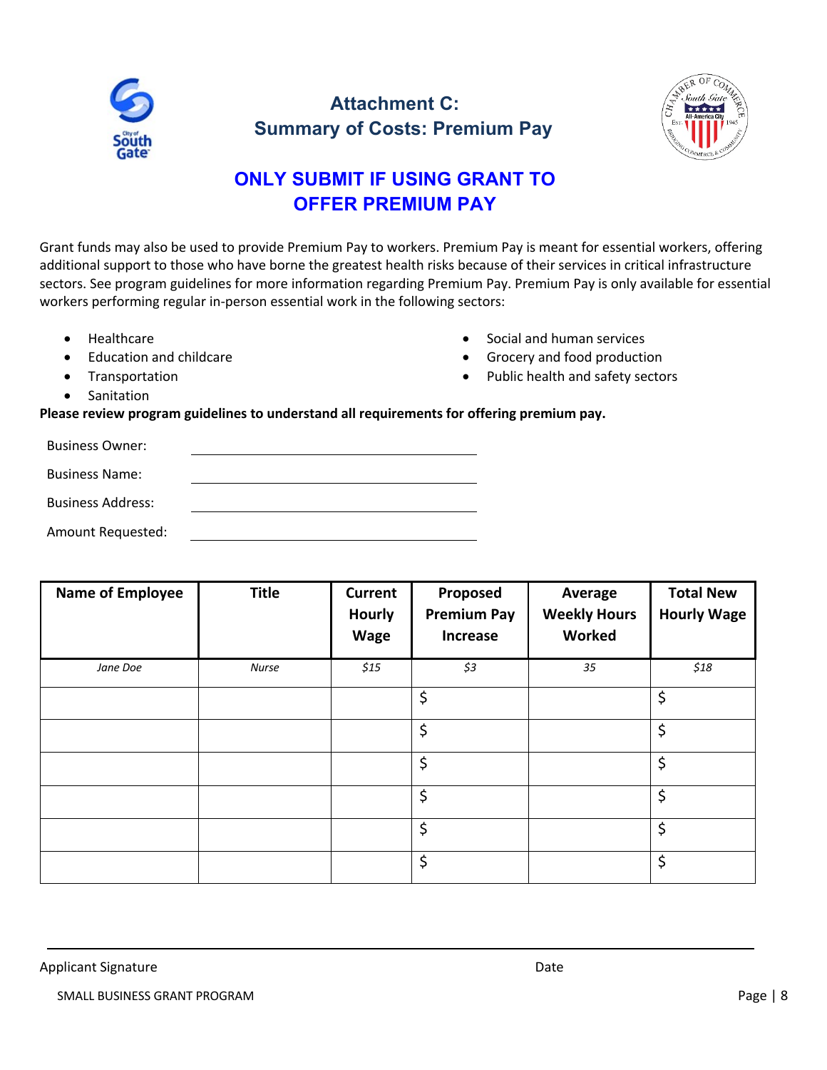# Attachment C: Summary of Costs: Premium Pay

## ONLY SUBMIT IF USING GRANT TO OFFER PREMIUM PAY

Grant funds may also be used to provide Premium Pay to workers. Premium Pay is meant for essential workers, offering additional support to those who have borne the greatest health risks because of their services in critical infrastructure sectors. See program guidelines for more information regarding Premium Pay. Premium Pay is only available for essential workers performing regular in-person essential work in the following sectors:

- Healthcare
- Education and childcare
- Transportation
- Sanitation
- Social and human services
- Grocery and food production
- Public health and safety sectors

**Please review program guidelines to understand all requirements for offering premium pay.**

Business Owner: ______________________

Business Name: ______________________

Business Address: ______________________

Amount Requested: ______________________

| Name of Employee | Title | Current Hourly Wage | Proposed Premium Pay Increase | Average Weekly Hours Worked | Total New Hourly Wage |
|---|---|---|---|---|---|
| *Jane Doe* | *Nurse* | *$15* | *$3* | *35* | *$18* |
| | | | $ | | $ |
| | | | $ | | $ |
| | | | $ | | $ |
| | | | $ | | $ |
| | | | $ | | $ |
| | | | $ | | $ |

______________________

Applicant Signature　　　　　　　　　　Date